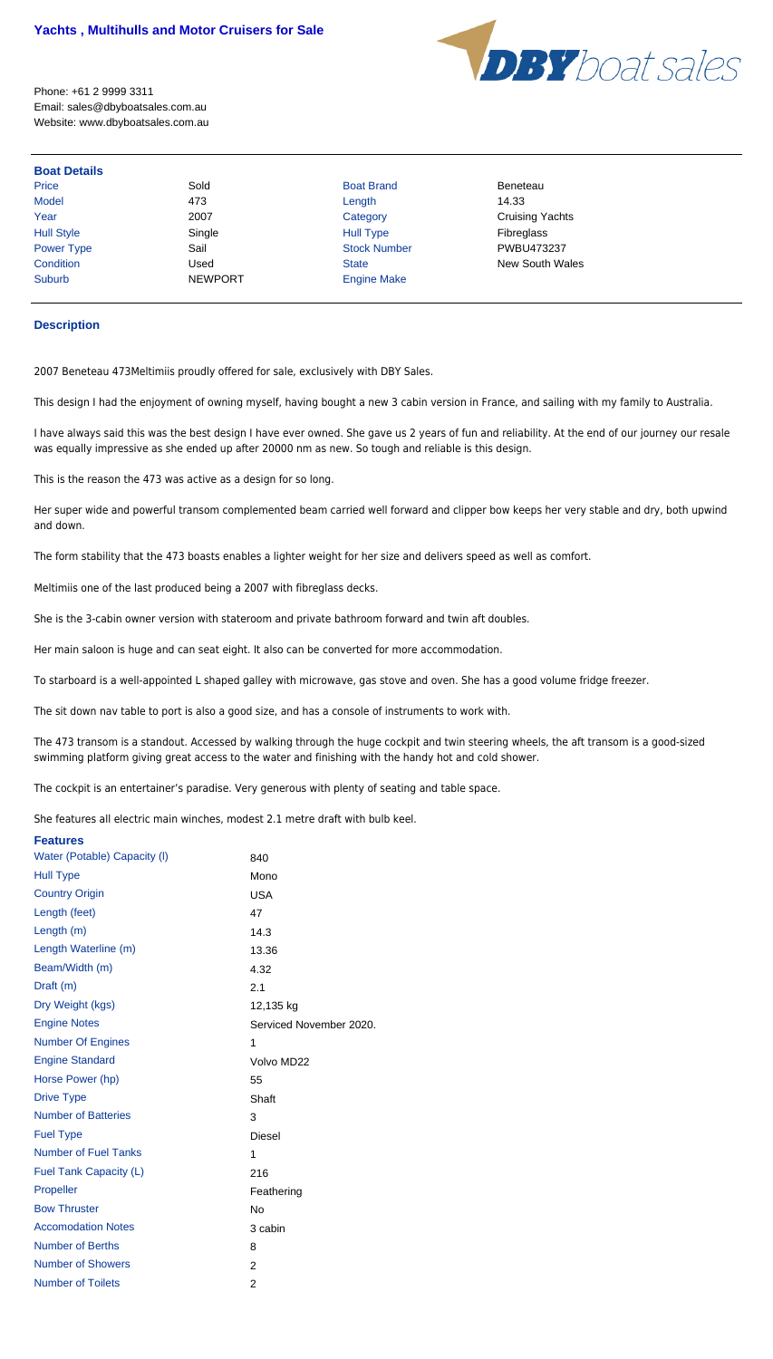# Yachts , Multihulls and Motor Cruisers for Sale

DBY boat sales

Phone: +61 2 9999 3311
Email: sales@dbyboatsales.com.au
Website: www.dbyboatsales.com.au

## Boat Details

| | | | |
|---|---|---|---|
| Price | Sold | Boat Brand | Beneteau |
| Model | 473 | Length | 14.33 |
| Year | 2007 | Category | Cruising Yachts |
| Hull Style | Single | Hull Type | Fibreglass |
| Power Type | Sail | Stock Number | PWBU473237 |
| Condition | Used | State | New South Wales |
| Suburb | NEWPORT | Engine Make | |

## Description

2007 Beneteau 473Meltimiis proudly offered for sale, exclusively with DBY Sales.

This design I had the enjoyment of owning myself, having bought a new 3 cabin version in France, and sailing with my family to Australia.

I have always said this was the best design I have ever owned. She gave us 2 years of fun and reliability. At the end of our journey our resale was equally impressive as she ended up after 20000 nm as new. So tough and reliable is this design.

This is the reason the 473 was active as a design for so long.

Her super wide and powerful transom complemented beam carried well forward and clipper bow keeps her very stable and dry, both upwind and down.

The form stability that the 473 boasts enables a lighter weight for her size and delivers speed as well as comfort.

Meltimiis one of the last produced being a 2007 with fibreglass decks.

She is the 3-cabin owner version with stateroom and private bathroom forward and twin aft doubles.

Her main saloon is huge and can seat eight. It also can be converted for more accommodation.

To starboard is a well-appointed L shaped galley with microwave, gas stove and oven. She has a good volume fridge freezer.

The sit down nav table to port is also a good size, and has a console of instruments to work with.

The 473 transom is a standout. Accessed by walking through the huge cockpit and twin steering wheels, the aft transom is a good-sized swimming platform giving great access to the water and finishing with the handy hot and cold shower.

The cockpit is an entertainer's paradise. Very generous with plenty of seating and table space.

She features all electric main winches, modest 2.1 metre draft with bulb keel.

## Features

| | |
|---|---|
| Water (Potable) Capacity (l) | 840 |
| Hull Type | Mono |
| Country Origin | USA |
| Length (feet) | 47 |
| Length (m) | 14.3 |
| Length Waterline (m) | 13.36 |
| Beam/Width (m) | 4.32 |
| Draft (m) | 2.1 |
| Dry Weight (kgs) | 12,135 kg |
| Engine Notes | Serviced November 2020. |
| Number Of Engines | 1 |
| Engine Standard | Volvo MD22 |
| Horse Power (hp) | 55 |
| Drive Type | Shaft |
| Number of Batteries | 3 |
| Fuel Type | Diesel |
| Number of Fuel Tanks | 1 |
| Fuel Tank Capacity (L) | 216 |
| Propeller | Feathering |
| Bow Thruster | No |
| Accomodation Notes | 3 cabin |
| Number of Berths | 8 |
| Number of Showers | 2 |
| Number of Toilets | 2 |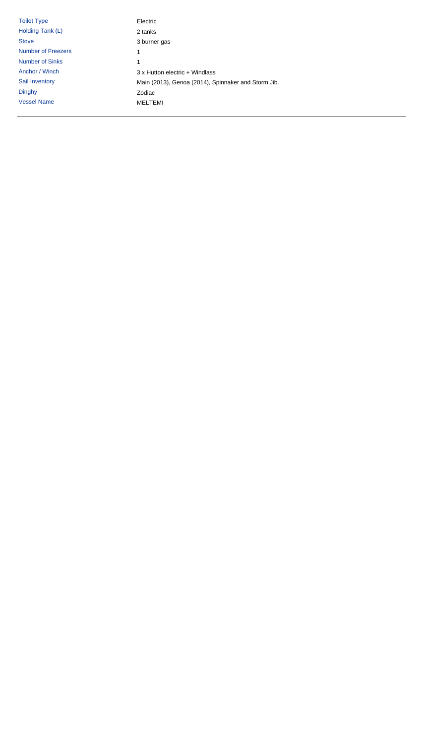| | |
|---|---|
| Toilet Type | Electric |
| Holding Tank (L) | 2 tanks |
| Stove | 3 burner gas |
| Number of Freezers | 1 |
| Number of Sinks | 1 |
| Anchor / Winch | 3 x Hutton electric + Windlass |
| Sail Inventory | Main (2013), Genoa (2014), Spinnaker and Storm Jib. |
| Dinghy | Zodiac |
| Vessel Name | MELTEMI |